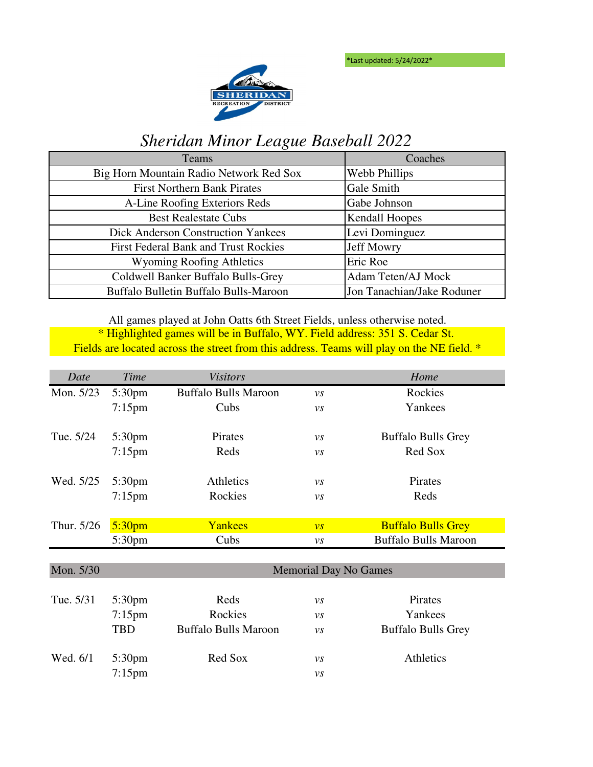*Last updated: 5/24/2022*

SHERIDAN RECREATION DISTRICT

# *Sheridan Minor League Baseball 2022*

| Teams | Coaches |
|---|---|
| Big Horn Mountain Radio Network Red Sox | Webb Phillips |
| First Northern Bank Pirates | Gale Smith |
| A-Line Roofing Exteriors Reds | Gabe Johnson |
| Best Realestate Cubs | Kendall Hoopes |
| Dick Anderson Construction Yankees | Levi Dominguez |
| First Federal Bank and Trust Rockies | Jeff Mowry |
| Wyoming Roofing Athletics | Eric Roe |
| Coldwell Banker Buffalo Bulls-Grey | Adam Teten/AJ Mock |
| Buffalo Bulletin Buffalo Bulls-Maroon | Jon Tanachian/Jake Roduner |

All games played at John Oatts 6th Street Fields, unless otherwise noted.

\* Highlighted games will be in Buffalo, WY. Field address: 351 S. Cedar St. Fields are located across the street from this address. Teams will play on the NE field. *

| *Date* | *Time* | *Visitors* | | *Home* |
|---|---|---|---|---|
| Mon. 5/23 | 5:30pm | Buffalo Bulls Maroon | *vs* | Rockies |
| | 7:15pm | Cubs | *vs* | Yankees |
| Tue. 5/24 | 5:30pm | Pirates | *vs* | Buffalo Bulls Grey |
| | 7:15pm | Reds | *vs* | Red Sox |
| Wed. 5/25 | 5:30pm | Athletics | *vs* | Pirates |
| | 7:15pm | Rockies | *vs* | Reds |
| Thur. 5/26 | 5:30pm* | Yankees | *vs* | Buffalo Bulls Grey |
| | 5:30pm | Cubs | *vs* | Buffalo Bulls Maroon |
| Mon. 5/30 | | Memorial Day No Games | | |
| Tue. 5/31 | 5:30pm | Reds | *vs* | Pirates |
| | 7:15pm | Rockies | *vs* | Yankees |
| | TBD | Buffalo Bulls Maroon | *vs* | Buffalo Bulls Grey |
| Wed. 6/1 | 5:30pm | Red Sox | *vs* | Athletics |
| | 7:15pm | | *vs* | |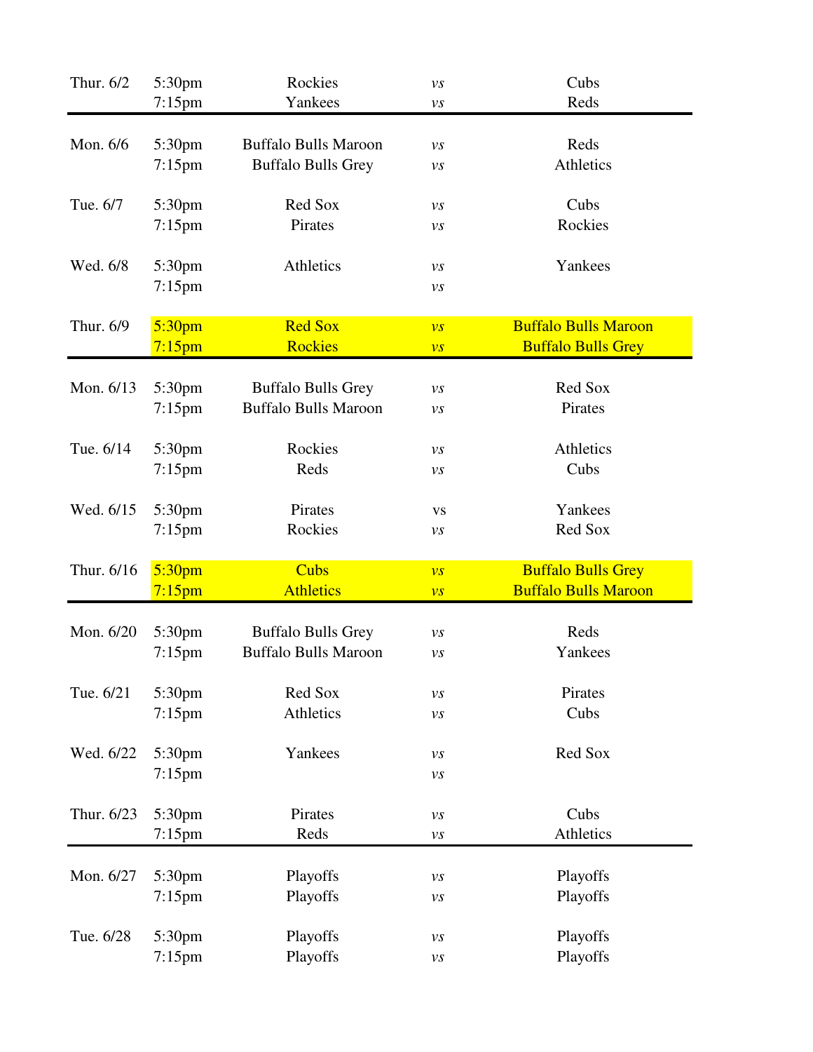| | | | | |
|---|---|---|---|---|
| Thur. 6/2 | 5:30pm | Rockies | *vs* | Cubs |
| | 7:15pm | Yankees | *vs* | Reds |
| Mon. 6/6 | 5:30pm | Buffalo Bulls Maroon | *vs* | Reds |
| | 7:15pm | Buffalo Bulls Grey | *vs* | Athletics |
| Tue. 6/7 | 5:30pm | Red Sox | *vs* | Cubs |
| | 7:15pm | Pirates | *vs* | Rockies |
| Wed. 6/8 | 5:30pm | Athletics | *vs* | Yankees |
| | 7:15pm | | *vs* | |
| Thur. 6/9 | 5:30pm | Red Sox | *vs* | Buffalo Bulls Maroon |
| | 7:15pm | Rockies | *vs* | Buffalo Bulls Grey |
| Mon. 6/13 | 5:30pm | Buffalo Bulls Grey | *vs* | Red Sox |
| | 7:15pm | Buffalo Bulls Maroon | *vs* | Pirates |
| Tue. 6/14 | 5:30pm | Rockies | *vs* | Athletics |
| | 7:15pm | Reds | *vs* | Cubs |
| Wed. 6/15 | 5:30pm | Pirates | vs | Yankees |
| | 7:15pm | Rockies | *vs* | Red Sox |
| Thur. 6/16 | 5:30pm | Cubs | *vs* | Buffalo Bulls Grey |
| | 7:15pm | Athletics | *vs* | Buffalo Bulls Maroon |
| Mon. 6/20 | 5:30pm | Buffalo Bulls Grey | *vs* | Reds |
| | 7:15pm | Buffalo Bulls Maroon | *vs* | Yankees |
| Tue. 6/21 | 5:30pm | Red Sox | *vs* | Pirates |
| | 7:15pm | Athletics | *vs* | Cubs |
| Wed. 6/22 | 5:30pm | Yankees | *vs* | Red Sox |
| | 7:15pm | | *vs* | |
| Thur. 6/23 | 5:30pm | Pirates | *vs* | Cubs |
| | 7:15pm | Reds | *vs* | Athletics |
| Mon. 6/27 | 5:30pm | Playoffs | *vs* | Playoffs |
| | 7:15pm | Playoffs | *vs* | Playoffs |
| Tue. 6/28 | 5:30pm | Playoffs | *vs* | Playoffs |
| | 7:15pm | Playoffs | *vs* | Playoffs |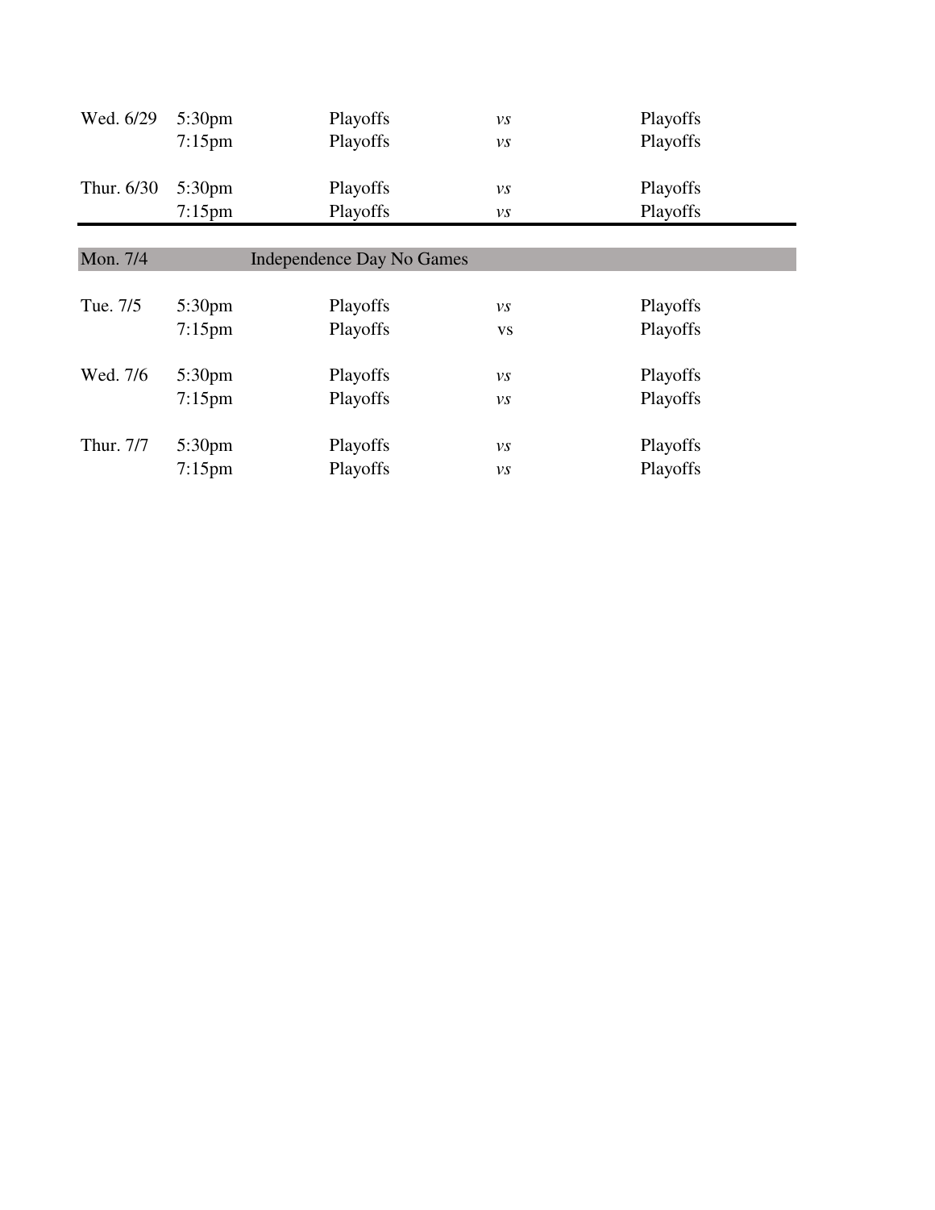| | | | | |
|---|---|---|---|---|
| Wed. 6/29 | 5:30pm | Playoffs | *vs* | Playoffs |
| | 7:15pm | Playoffs | *vs* | Playoffs |
| Thur. 6/30 | 5:30pm | Playoffs | *vs* | Playoffs |
| | 7:15pm | Playoffs | *vs* | Playoffs |
| Mon. 7/4 | | Independence Day No Games | | |
| Tue. 7/5 | 5:30pm | Playoffs | *vs* | Playoffs |
| | 7:15pm | Playoffs | vs | Playoffs |
| Wed. 7/6 | 5:30pm | Playoffs | *vs* | Playoffs |
| | 7:15pm | Playoffs | *vs* | Playoffs |
| Thur. 7/7 | 5:30pm | Playoffs | *vs* | Playoffs |
| | 7:15pm | Playoffs | *vs* | Playoffs |